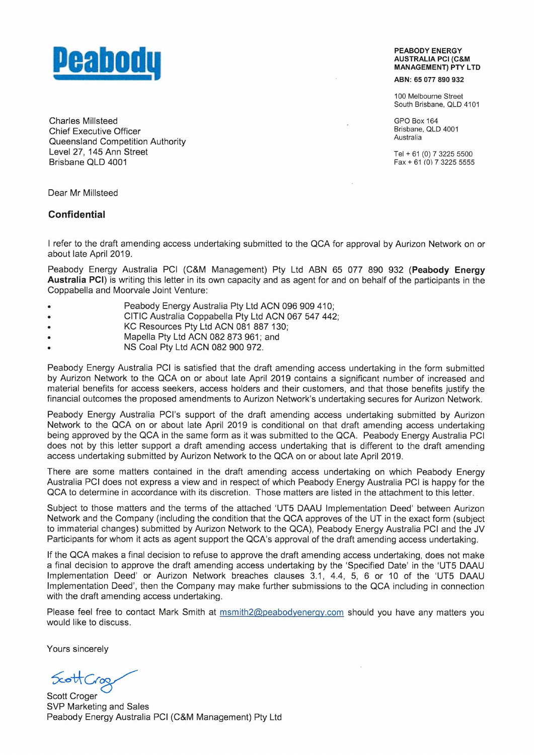**Peabody**

**PEABODY ENERGY AUSTRALIA PCI (C&M MANAGEMENT) PTY LTD**

**ABN: 65 077 890 932**

100 Melbourne Street
South Brisbane, QLD 4101

GPO Box 164
Brisbane, QLD 4001
Australia

Tel + 61 (0) 7 3225 5500
Fax + 61 (0) 7 3225 5555

Charles Millsteed
Chief Executive Officer
Queensland Competition Authority
Level 27, 145 Ann Street
Brisbane QLD 4001

Dear Mr Millsteed

**Confidential**

I refer to the draft amending access undertaking submitted to the QCA for approval by Aurizon Network on or about late April 2019.

Peabody Energy Australia PCI (C&M Management) Pty Ltd ABN 65 077 890 932 (**Peabody Energy Australia PCI**) is writing this letter in its own capacity and as agent for and on behalf of the participants in the Coppabella and Moorvale Joint Venture:

- Peabody Energy Australia Pty Ltd ACN 096 909 410;
- CITIC Australia Coppabella Pty Ltd ACN 067 547 442;
- KC Resources Pty Ltd ACN 081 887 130;
- Mapella Pty Ltd ACN 082 873 961; and
- NS Coal Pty Ltd ACN 082 900 972.

Peabody Energy Australia PCI is satisfied that the draft amending access undertaking in the form submitted by Aurizon Network to the QCA on or about late April 2019 contains a significant number of increased and material benefits for access seekers, access holders and their customers, and that those benefits justify the financial outcomes the proposed amendments to Aurizon Network's undertaking secures for Aurizon Network.

Peabody Energy Australia PCI's support of the draft amending access undertaking submitted by Aurizon Network to the QCA on or about late April 2019 is conditional on that draft amending access undertaking being approved by the QCA in the same form as it was submitted to the QCA. Peabody Energy Australia PCI does not by this letter support a draft amending access undertaking that is different to the draft amending access undertaking submitted by Aurizon Network to the QCA on or about late April 2019.

There are some matters contained in the draft amending access undertaking on which Peabody Energy Australia PCI does not express a view and in respect of which Peabody Energy Australia PCI is happy for the QCA to determine in accordance with its discretion. Those matters are listed in the attachment to this letter.

Subject to those matters and the terms of the attached 'UT5 DAAU Implementation Deed' between Aurizon Network and the Company (including the condition that the QCA approves of the UT in the exact form (subject to immaterial changes) submitted by Aurizon Network to the QCA), Peabody Energy Australia PCI and the JV Participants for whom it acts as agent support the QCA's approval of the draft amending access undertaking.

If the QCA makes a final decision to refuse to approve the draft amending access undertaking, does not make a final decision to approve the draft amending access undertaking by the 'Specified Date' in the 'UT5 DAAU Implementation Deed' or Aurizon Network breaches clauses 3.1, 4.4, 5, 6 or 10 of the 'UT5 DAAU Implementation Deed', then the Company may make further submissions to the QCA including in connection with the draft amending access undertaking.

Please feel free to contact Mark Smith at msmith2@peabodyenergy.com should you have any matters you would like to discuss.

Yours sincerely

Scott Croger
SVP Marketing and Sales
Peabody Energy Australia PCI (C&M Management) Pty Ltd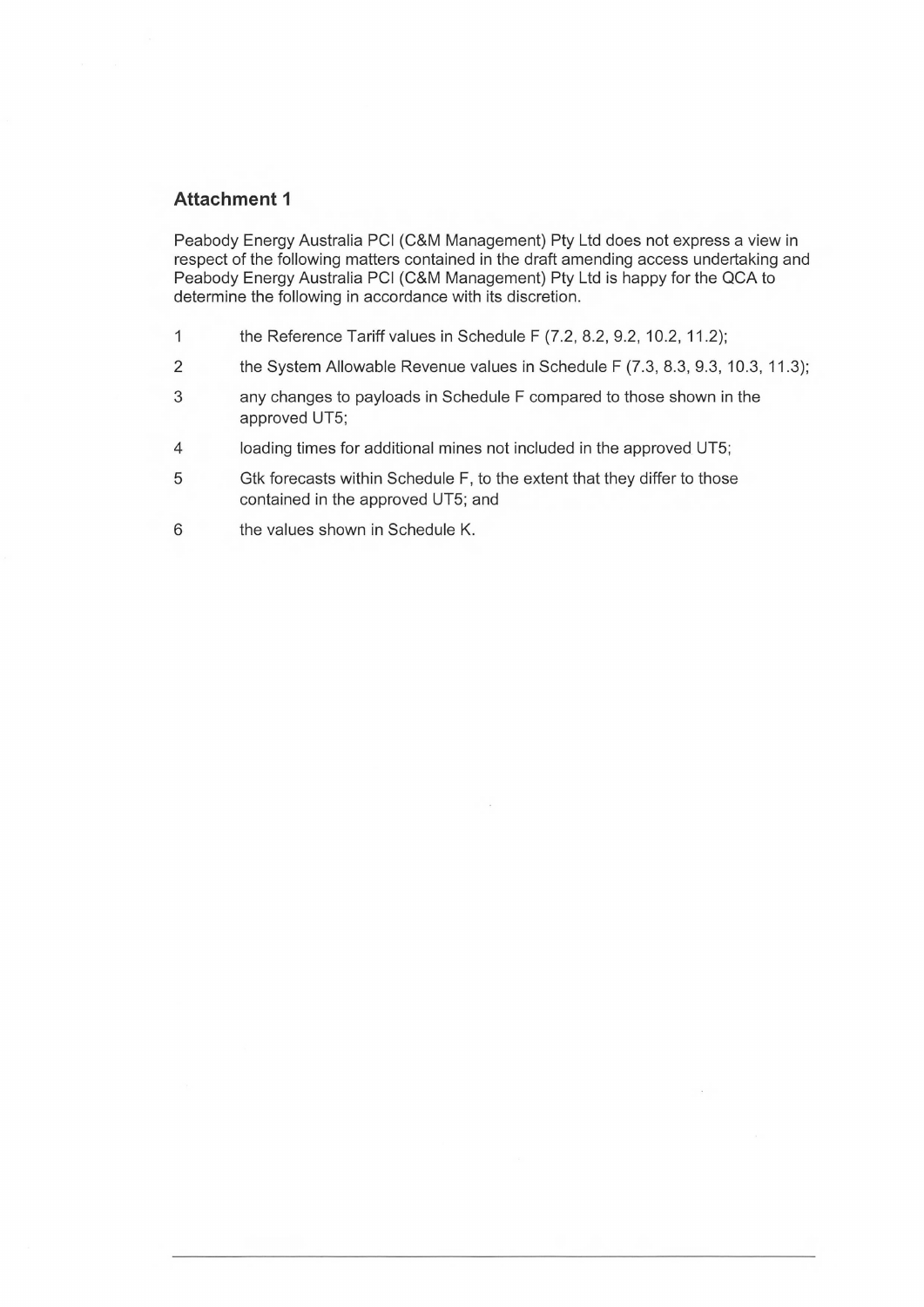## Attachment 1

Peabody Energy Australia PCI (C&M Management) Pty Ltd does not express a view in respect of the following matters contained in the draft amending access undertaking and Peabody Energy Australia PCI (C&M Management) Pty Ltd is happy for the QCA to determine the following in accordance with its discretion.

1. the Reference Tariff values in Schedule F (7.2, 8.2, 9.2, 10.2, 11.2);
2. the System Allowable Revenue values in Schedule F (7.3, 8.3, 9.3, 10.3, 11.3);
3. any changes to payloads in Schedule F compared to those shown in the approved UT5;
4. loading times for additional mines not included in the approved UT5;
5. Gtk forecasts within Schedule F, to the extent that they differ to those contained in the approved UT5; and
6. the values shown in Schedule K.